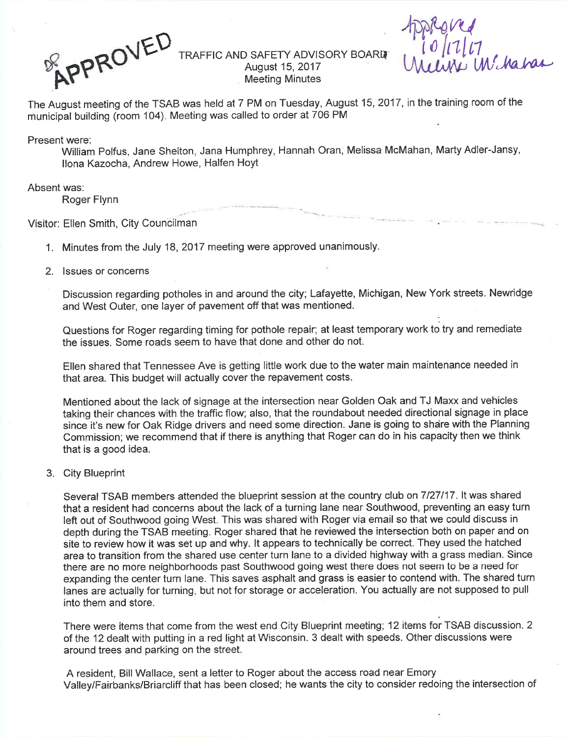APPROVED

Approved 10/17/17 Melissa McMahan

# TRAFFIC AND SAFETY ADVISORY BOARD
August 15, 2017
Meeting Minutes

The August meeting of the TSAB was held at 7 PM on Tuesday, August 15, 2017, in the training room of the municipal building (room 104). Meeting was called to order at 706 PM

Present were:
William Polfus, Jane Shelton, Jana Humphrey, Hannah Oran, Melissa McMahan, Marty Adler-Jansy, Ilona Kazocha, Andrew Howe, Halfen Hoyt

Absent was:
Roger Flynn

Visitor: Ellen Smith, City Councilman

1. Minutes from the July 18, 2017 meeting were approved unanimously.

2. Issues or concerns

   Discussion regarding potholes in and around the city; Lafayette, Michigan, New York streets. Newridge and West Outer, one layer of pavement off that was mentioned.

   Questions for Roger regarding timing for pothole repair; at least temporary work to try and remediate the issues. Some roads seem to have that done and other do not.

   Ellen shared that Tennessee Ave is getting little work due to the water main maintenance needed in that area. This budget will actually cover the repavement costs.

   Mentioned about the lack of signage at the intersection near Golden Oak and TJ Maxx and vehicles taking their chances with the traffic flow; also, that the roundabout needed directional signage in place since it's new for Oak Ridge drivers and need some direction. Jane is going to share with the Planning Commission; we recommend that if there is anything that Roger can do in his capacity then we think that is a good idea.

3. City Blueprint

   Several TSAB members attended the blueprint session at the country club on 7/27/17. It was shared that a resident had concerns about the lack of a turning lane near Southwood, preventing an easy turn left out of Southwood going West. This was shared with Roger via email so that we could discuss in depth during the TSAB meeting. Roger shared that he reviewed the intersection both on paper and on site to review how it was set up and why. It appears to technically be correct. They used the hatched area to transition from the shared use center turn lane to a divided highway with a grass median. Since there are no more neighborhoods past Southwood going west there does not seem to be a need for expanding the center turn lane. This saves asphalt and grass is easier to contend with. The shared turn lanes are actually for turning, but not for storage or acceleration. You actually are not supposed to pull into them and store.

   There were items that come from the west end City Blueprint meeting; 12 items for TSAB discussion. 2 of the 12 dealt with putting in a red light at Wisconsin. 3 dealt with speeds. Other discussions were around trees and parking on the street.

   A resident, Bill Wallace, sent a letter to Roger about the access road near Emory Valley/Fairbanks/Briarcliff that has been closed; he wants the city to consider redoing the intersection of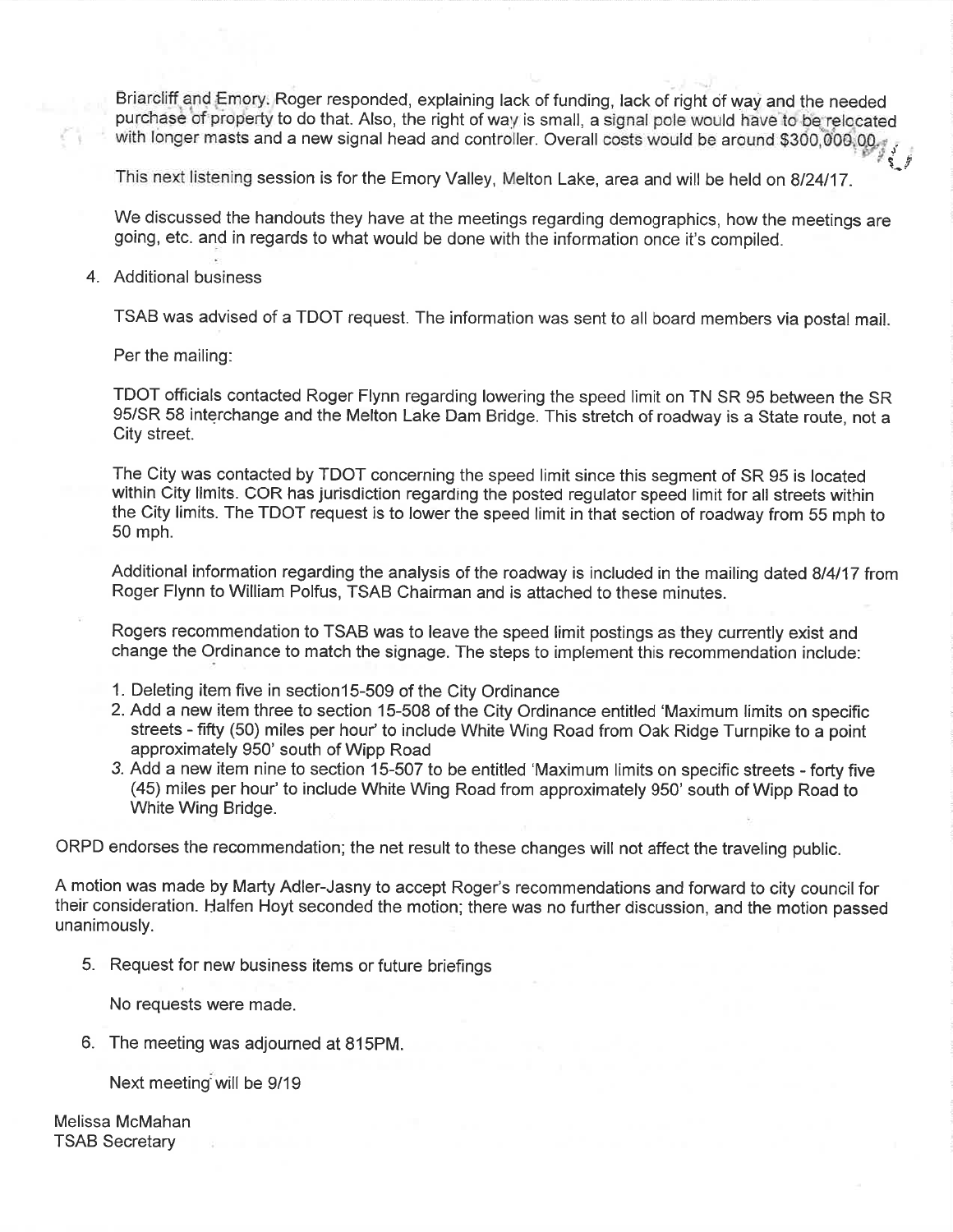Briarcliff and Emory. Roger responded, explaining lack of funding, lack of right of way and the needed purchase of property to do that. Also, the right of way is small, a signal pole would have to be relocated with longer masts and a new signal head and controller. Overall costs would be around $300,000.00.

This next listening session is for the Emory Valley, Melton Lake, area and will be held on 8/24/17.

We discussed the handouts they have at the meetings regarding demographics, how the meetings are going, etc. and in regards to what would be done with the information once it's compiled.

4. Additional business

   TSAB was advised of a TDOT request. The information was sent to all board members via postal mail.

   Per the mailing:

   TDOT officials contacted Roger Flynn regarding lowering the speed limit on TN SR 95 between the SR 95/SR 58 interchange and the Melton Lake Dam Bridge. This stretch of roadway is a State route, not a City street.

   The City was contacted by TDOT concerning the speed limit since this segment of SR 95 is located within City limits. COR has jurisdiction regarding the posted regulator speed limit for all streets within the City limits. The TDOT request is to lower the speed limit in that section of roadway from 55 mph to 50 mph.

   Additional information regarding the analysis of the roadway is included in the mailing dated 8/4/17 from Roger Flynn to William Polfus, TSAB Chairman and is attached to these minutes.

   Rogers recommendation to TSAB was to leave the speed limit postings as they currently exist and change the Ordinance to match the signage. The steps to implement this recommendation include:

   1. Deleting item five in section15-509 of the City Ordinance
   2. Add a new item three to section 15-508 of the City Ordinance entitled 'Maximum limits on specific streets - fifty (50) miles per hour' to include White Wing Road from Oak Ridge Turnpike to a point approximately 950' south of Wipp Road
   3. Add a new item nine to section 15-507 to be entitled 'Maximum limits on specific streets - forty five (45) miles per hour' to include White Wing Road from approximately 950' south of Wipp Road to White Wing Bridge.

ORPD endorses the recommendation; the net result to these changes will not affect the traveling public.

A motion was made by Marty Adler-Jasny to accept Roger's recommendations and forward to city council for their consideration. Halfen Hoyt seconded the motion; there was no further discussion, and the motion passed unanimously.

5. Request for new business items or future briefings

   No requests were made.

6. The meeting was adjourned at 815PM.

   Next meeting will be 9/19

Melissa McMahan
TSAB Secretary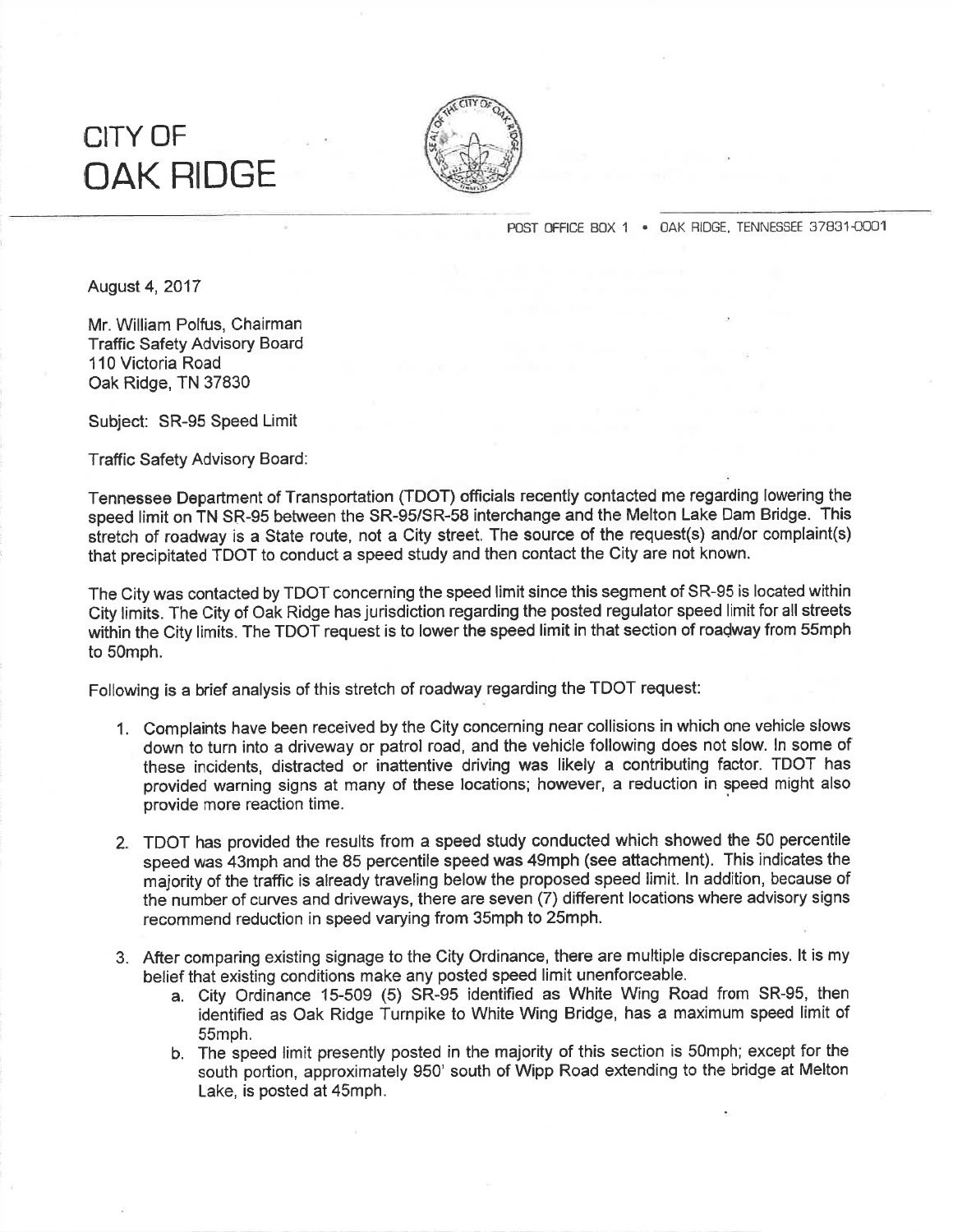# CITY OF OAK RIDGE

POST OFFICE BOX 1 • OAK RIDGE, TENNESSEE 37831-0001

August 4, 2017

Mr. William Polfus, Chairman
Traffic Safety Advisory Board
110 Victoria Road
Oak Ridge, TN 37830

Subject: SR-95 Speed Limit

Traffic Safety Advisory Board:

Tennessee Department of Transportation (TDOT) officials recently contacted me regarding lowering the speed limit on TN SR-95 between the SR-95/SR-58 interchange and the Melton Lake Dam Bridge. This stretch of roadway is a State route, not a City street. The source of the request(s) and/or complaint(s) that precipitated TDOT to conduct a speed study and then contact the City are not known.

The City was contacted by TDOT concerning the speed limit since this segment of SR-95 is located within City limits. The City of Oak Ridge has jurisdiction regarding the posted regulator speed limit for all streets within the City limits. The TDOT request is to lower the speed limit in that section of roadway from 55mph to 50mph.

Following is a brief analysis of this stretch of roadway regarding the TDOT request:

1. Complaints have been received by the City concerning near collisions in which one vehicle slows down to turn into a driveway or patrol road, and the vehicle following does not slow. In some of these incidents, distracted or inattentive driving was likely a contributing factor. TDOT has provided warning signs at many of these locations; however, a reduction in speed might also provide more reaction time.

2. TDOT has provided the results from a speed study conducted which showed the 50 percentile speed was 43mph and the 85 percentile speed was 49mph (see attachment). This indicates the majority of the traffic is already traveling below the proposed speed limit. In addition, because of the number of curves and driveways, there are seven (7) different locations where advisory signs recommend reduction in speed varying from 35mph to 25mph.

3. After comparing existing signage to the City Ordinance, there are multiple discrepancies. It is my belief that existing conditions make any posted speed limit unenforceable.
    a. City Ordinance 15-509 (5) SR-95 identified as White Wing Road from SR-95, then identified as Oak Ridge Turnpike to White Wing Bridge, has a maximum speed limit of 55mph.
    b. The speed limit presently posted in the majority of this section is 50mph; except for the south portion, approximately 950' south of Wipp Road extending to the bridge at Melton Lake, is posted at 45mph.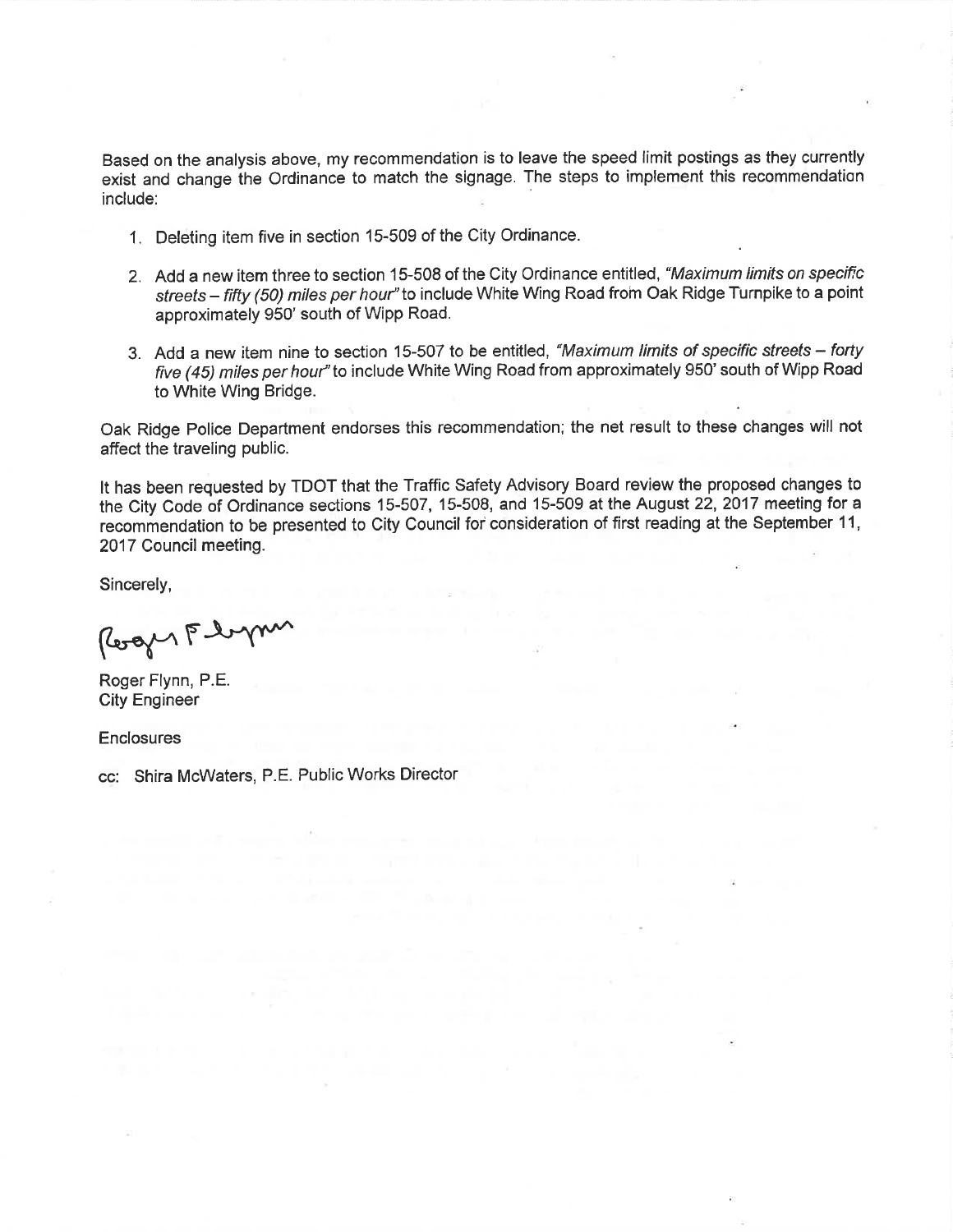Based on the analysis above, my recommendation is to leave the speed limit postings as they currently exist and change the Ordinance to match the signage. The steps to implement this recommendation include:

1. Deleting item five in section 15-509 of the City Ordinance.
2. Add a new item three to section 15-508 of the City Ordinance entitled, *"Maximum limits on specific streets – fifty (50) miles per hour"* to include White Wing Road from Oak Ridge Turnpike to a point approximately 950' south of Wipp Road.
3. Add a new item nine to section 15-507 to be entitled, *"Maximum limits of specific streets – forty five (45) miles per hour"* to include White Wing Road from approximately 950' south of Wipp Road to White Wing Bridge.

Oak Ridge Police Department endorses this recommendation; the net result to these changes will not affect the traveling public.

It has been requested by TDOT that the Traffic Safety Advisory Board review the proposed changes to the City Code of Ordinance sections 15-507, 15-508, and 15-509 at the August 22, 2017 meeting for a recommendation to be presented to City Council for consideration of first reading at the September 11, 2017 Council meeting.

Sincerely,

Roger Flynn

Roger Flynn, P.E.
City Engineer

Enclosures

cc: Shira McWaters, P.E. Public Works Director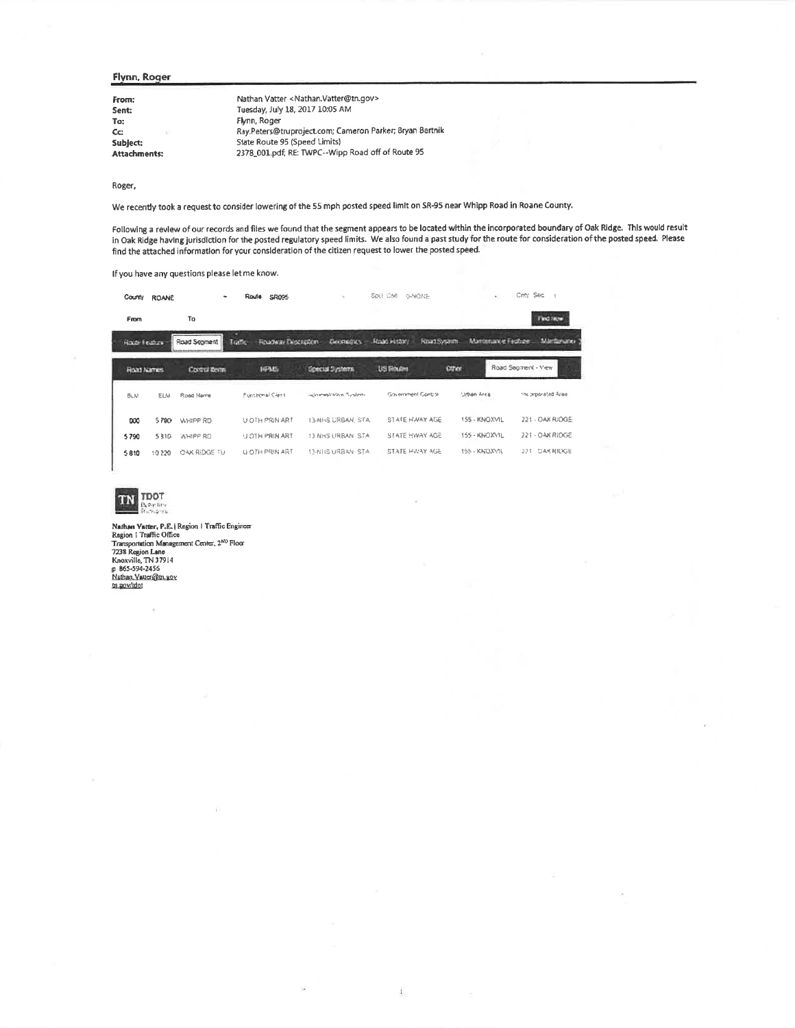**Flynn, Roger**

| | |
|---|---|
| **From:** | Nathan Vatter <Nathan.Vatter@tn.gov> |
| **Sent:** | Tuesday, July 18, 2017 10:05 AM |
| **To:** | Flynn, Roger |
| **Cc:** | Ray.Peters@truproject.com; Cameron Parker; Bryan Bartnik |
| **Subject:** | State Route 95 (Speed Limits) |
| **Attachments:** | 2378_001.pdf; RE: TWPC--Wipp Road off of Route 95 |

Roger,

We recently took a request to consider lowering of the 55 mph posted speed limit on SR-95 near Whipp Road in Roane County.

Following a review of our records and files we found that the segment appears to be located within the incorporated boundary of Oak Ridge. This would result in Oak Ridge having jurisdiction for the posted regulatory speed limits. We also found a past study for the route for consideration of the posted speed. Please find the attached information for your consideration of the citizen request to lower the posted speed.

If you have any questions please let me know.

County ROANE Route SR095 Spcl Cse 0-NONE Cnty Seq 1

From To

Route Feature | Road Segment | Traffic | Roadway Description | Geometrics | Road History | Road System | Maintenance Feature | Maintenance

Road Names | Control Items | HPMS | Special Systems | US Routes | Other | Road Segment - View

| BLM | ELM | Road Name | Functional Class | Administrative System | Government Control | Urban Area | Incorporated Area |
|---|---|---|---|---|---|---|---|
| 000 | 5.790 | WHIPP RD | U OTH PRIN ART | 13-NHS URBAN STA | STATE HWAY AGE | 155 - KNOXVIL | 221 - OAK RIDGE |
| 5.790 | 5.810 | WHIPP RD | U OTH PRIN ART | 13-NHS URBAN STA | STATE HWAY AGE | 155 - KNOXVIL | 221 - OAK RIDGE |
| 5.810 | 10.220 | OAK RIDGE TU | U OTH PRIN ART | 13-NHS URBAN STA | STATE HWAY AGE | 155 - KNOXVIL | 221 - OAK RIDGE |

TN TDOT

Nathan Vatter, P.E. | Region 1 Traffic Engineer
Region 1 Traffic Office
Transportation Management Center, 2ND Floor
7238 Region Lane
Knoxville, TN 37914
p 865-594-2456
Nathan.Vatter@tn.gov
tn.gov/tdot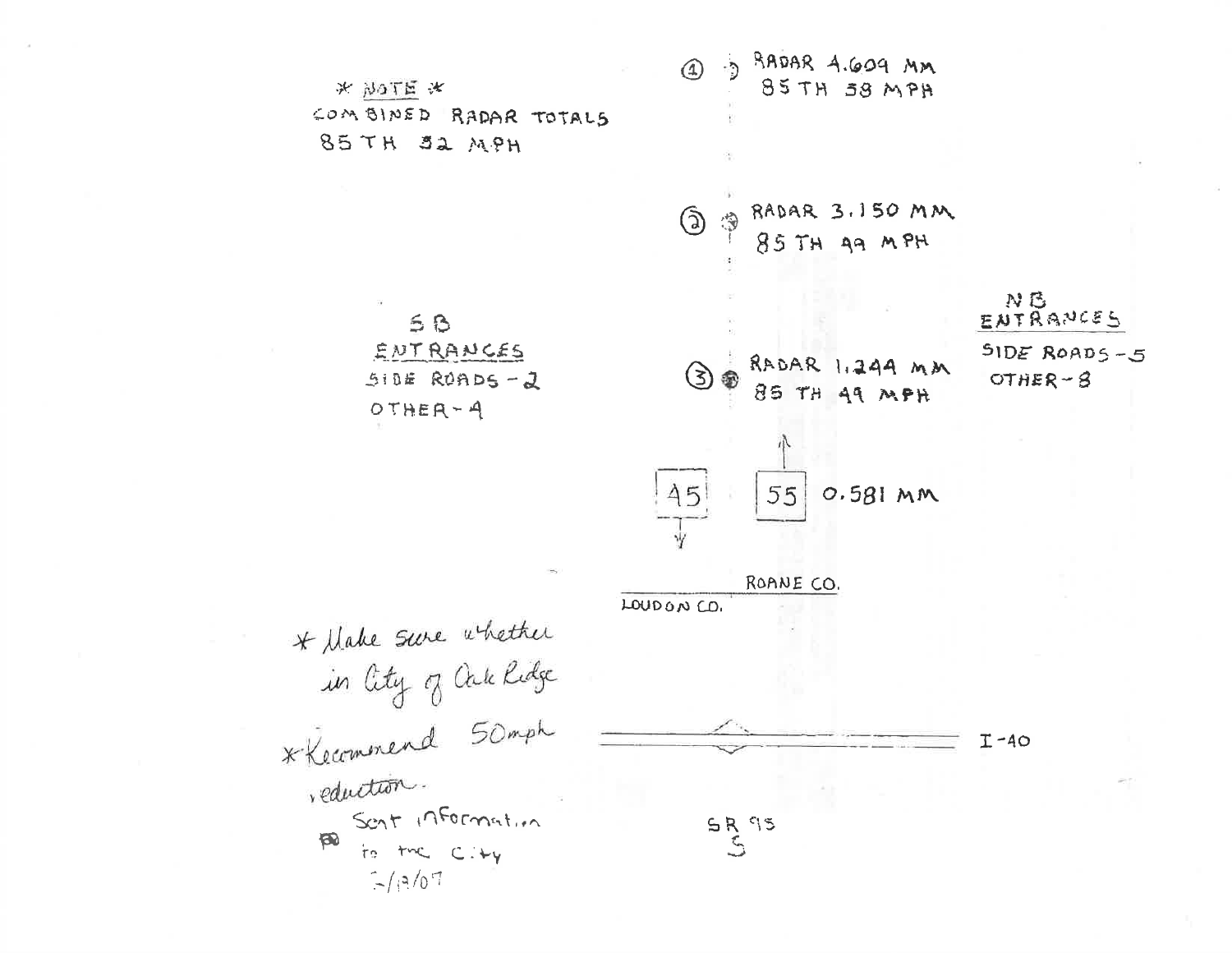\* NOTE \*
COMBINED RADAR TOTALS
85 TH 52 MPH

① RADAR 4.609 MM
85 TH 58 MPH

② RADAR 3.150 MM
85 TH 49 MPH

SB
ENTRANCES
SIDE ROADS - 2
OTHER - 4

NB
ENTRANCES
SIDE ROADS - 5
OTHER - 8

③ RADAR 1.244 MM
85 TH 49 MPH

45

55 0.581 MM

ROANE CO.
LOUDON CO.

I-40

SR 95
S

\* Make sure whether in City of Oak Ridge

\* Recommend 50mph reduction.

Sent information to the City 5/19/07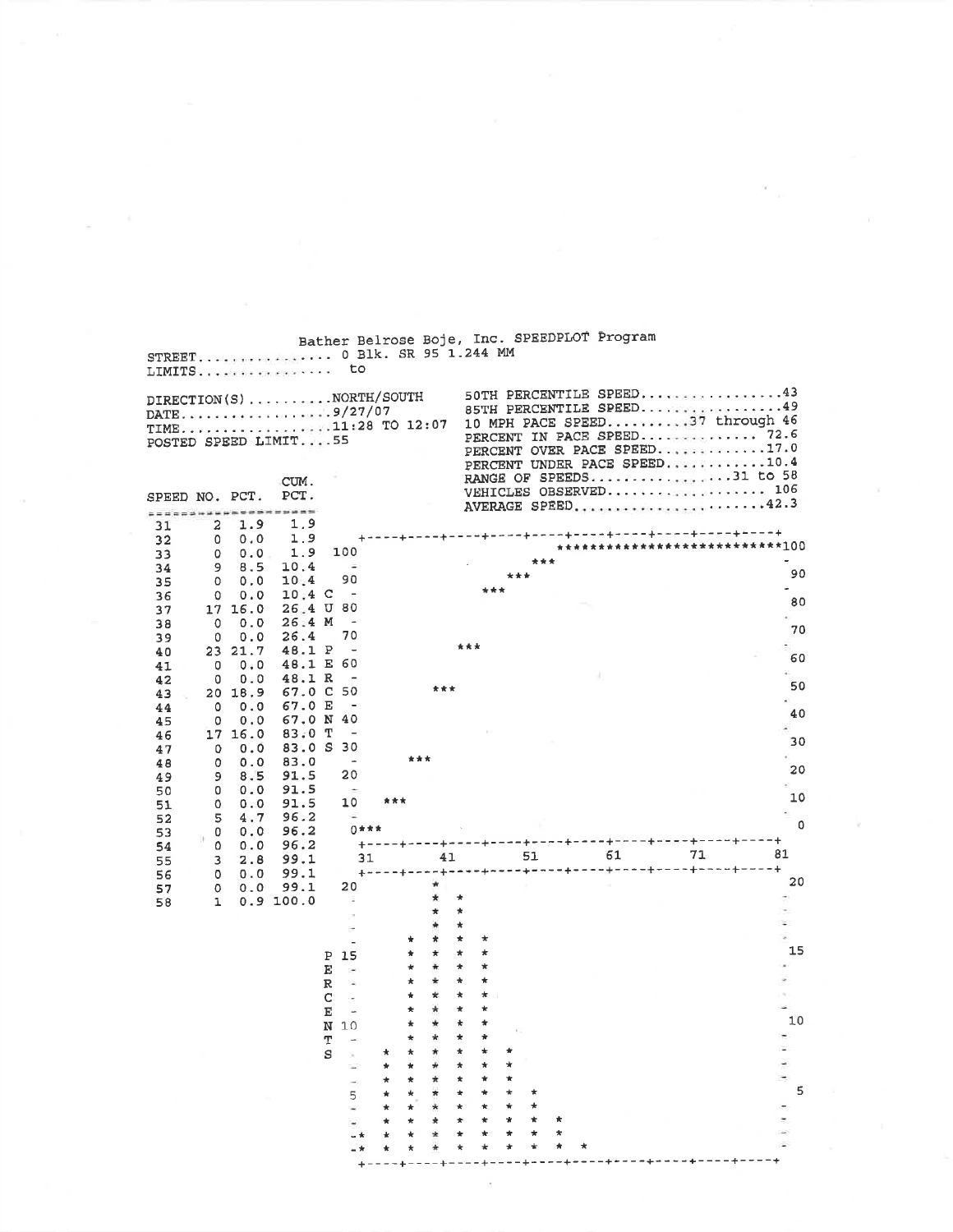Bather Belrose Boje, Inc. SPEEDPLOT Program

STREET............... 0 Blk. SR 95 1.244 MM
LIMITS............... to

DIRECTION(S)..........NORTH/SOUTH
DATE..................9/27/07
TIME..................11:28 TO 12:07
POSTED SPEED LIMIT....55

50TH PERCENTILE SPEED.................43
85TH PERCENTILE SPEED.................49
10 MPH PACE SPEED..........37 through 46
PERCENT IN PACE SPEED.............. 72.6
PERCENT OVER PACE SPEED.............17.0
PERCENT UNDER PACE SPEED............10.4
RANGE OF SPEEDS.................31 to 58
VEHICLES OBSERVED................... 106
AVERAGE SPEED.......................42.3

| SPEED | NO. | PCT. | CUM. PCT. |
|---|---|---|---|
| 31 | 2 | 1.9 | 1.9 |
| 32 | 0 | 0.0 | 1.9 |
| 33 | 0 | 0.0 | 1.9 |
| 34 | 9 | 8.5 | 10.4 |
| 35 | 0 | 0.0 | 10.4 |
| 36 | 0 | 0.0 | 10.4 |
| 37 | 17 | 16.0 | 26.4 |
| 38 | 0 | 0.0 | 26.4 |
| 39 | 0 | 0.0 | 26.4 |
| 40 | 23 | 21.7 | 48.1 |
| 41 | 0 | 0.0 | 48.1 |
| 42 | 0 | 0.0 | 48.1 |
| 43 | 20 | 18.9 | 67.0 |
| 44 | 0 | 0.0 | 67.0 |
| 45 | 0 | 0.0 | 67.0 |
| 46 | 17 | 16.0 | 83.0 |
| 47 | 0 | 0.0 | 83.0 |
| 48 | 0 | 0.0 | 83.0 |
| 49 | 9 | 8.5 | 91.5 |
| 50 | 0 | 0.0 | 91.5 |
| 51 | 0 | 0.0 | 91.5 |
| 52 | 5 | 4.7 | 96.2 |
| 53 | 0 | 0.0 | 96.2 |
| 54 | 0 | 0.0 | 96.2 |
| 55 | 3 | 2.8 | 99.1 |
| 56 | 0 | 0.0 | 99.1 |
| 57 | 0 | 0.0 | 99.1 |
| 58 | 1 | 0.9 | 100.0 |

CUM. PERCENTS (0–100) vs. speed (31, 41, 51, 61, 71, 81)

PERCENTS (0–20) vs. speed